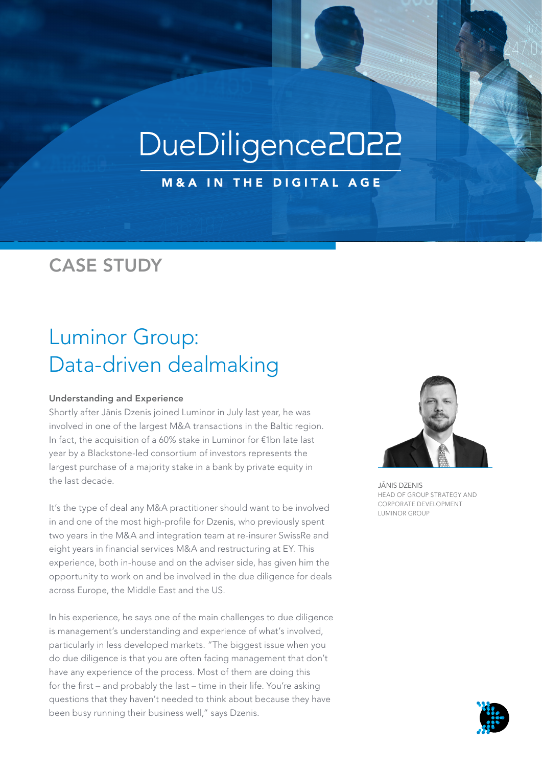# DueDiligence2022

M&A IN THE DIGITAL AGE

## CASE STUDY

# Luminor Group: Data-driven dealmaking

### Understanding and Experience

Shortly after Jānis Dzenis joined Luminor in July last year, he was involved in one of the largest M&A transactions in the Baltic region. In fact, the acquisition of a 60% stake in Luminor for €1bn late last year by a Blackstone-led consortium of investors represents the largest purchase of a majority stake in a bank by private equity in the last decade.

It's the type of deal any M&A practitioner should want to be involved in and one of the most high-profile for Dzenis, who previously spent two years in the M&A and integration team at re-insurer SwissRe and eight years in financial services M&A and restructuring at EY. This experience, both in-house and on the adviser side, has given him the opportunity to work on and be involved in the due diligence for deals across Europe, the Middle East and the US.

In his experience, he says one of the main challenges to due diligence is management's understanding and experience of what's involved, particularly in less developed markets. "The biggest issue when you do due diligence is that you are often facing management that don't have any experience of the process. Most of them are doing this for the first – and probably the last – time in their life. You're asking questions that they haven't needed to think about because they have been busy running their business well," says Dzenis.

JĀNIS DZENIS
HEAD OF GROUP STRATEGY AND CORPORATE DEVELOPMENT
LUMINOR GROUP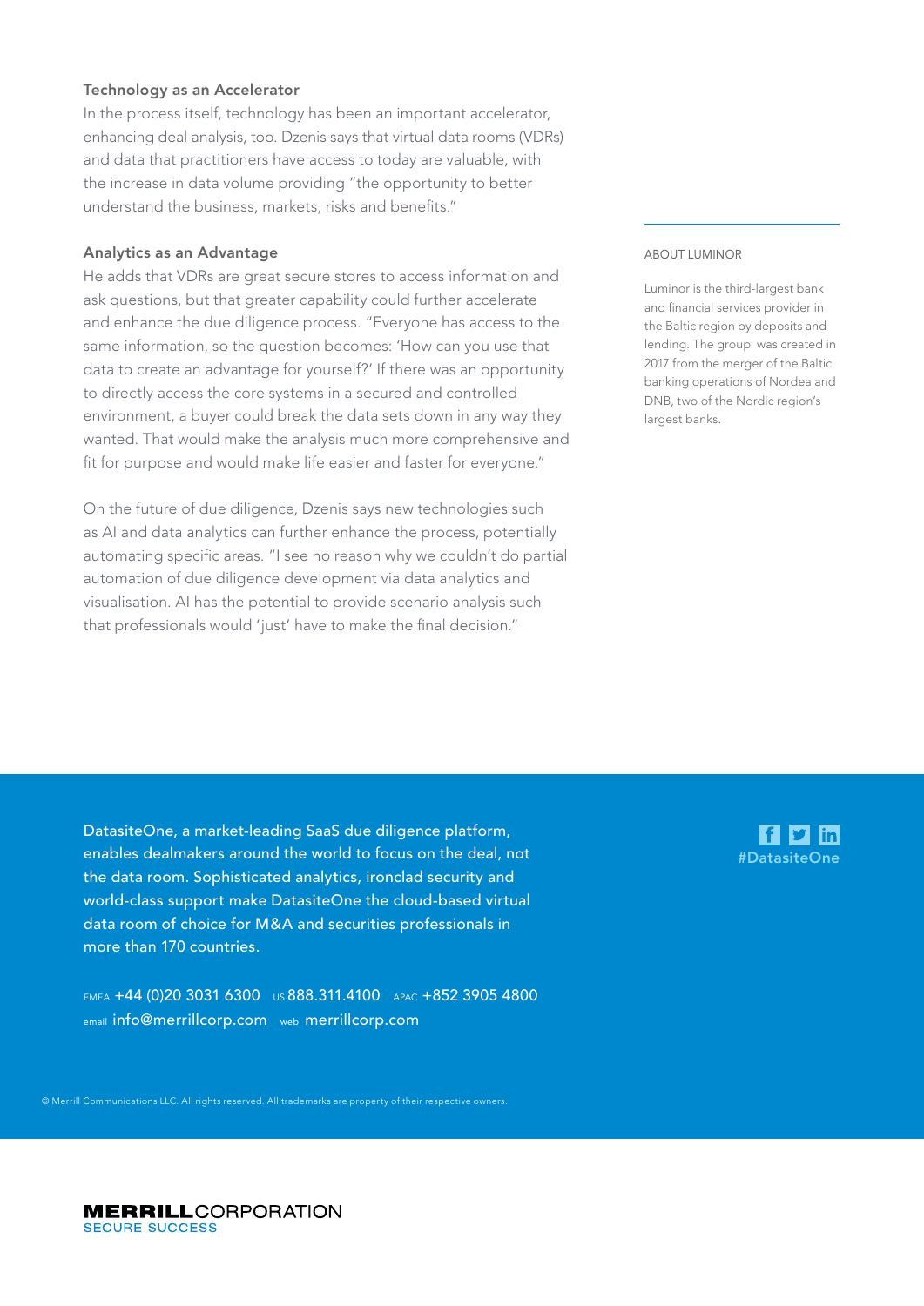### Technology as an Accelerator

In the process itself, technology has been an important accelerator, enhancing deal analysis, too. Dzenis says that virtual data rooms (VDRs) and data that practitioners have access to today are valuable, with the increase in data volume providing "the opportunity to better understand the business, markets, risks and benefits."

### Analytics as an Advantage

He adds that VDRs are great secure stores to access information and ask questions, but that greater capability could further accelerate and enhance the due diligence process. "Everyone has access to the same information, so the question becomes: 'How can you use that data to create an advantage for yourself?' If there was an opportunity to directly access the core systems in a secured and controlled environment, a buyer could break the data sets down in any way they wanted. That would make the analysis much more comprehensive and fit for purpose and would make life easier and faster for everyone."

On the future of due diligence, Dzenis says new technologies such as AI and data analytics can further enhance the process, potentially automating specific areas. "I see no reason why we couldn't do partial automation of due diligence development via data analytics and visualisation. AI has the potential to provide scenario analysis such that professionals would 'just' have to make the final decision."

#### ABOUT LUMINOR

Luminor is the third-largest bank and financial services provider in the Baltic region by deposits and lending. The group was created in 2017 from the merger of the Baltic banking operations of Nordea and DNB, two of the Nordic region's largest banks.

DatasiteOne, a market-leading SaaS due diligence platform, enables dealmakers around the world to focus on the deal, not the data room. Sophisticated analytics, ironclad security and world-class support make DatasiteOne the cloud-based virtual data room of choice for M&A and securities professionals in more than 170 countries.

#DatasiteOne

EMEA +44 (0)20 3031 6300 US 888.311.4100 APAC +852 3905 4800
email info@merrillcorp.com web merrillcorp.com

© Merrill Communications LLC. All rights reserved. All trademarks are property of their respective owners.

MERRILLCORPORATION
SECURE SUCCESS